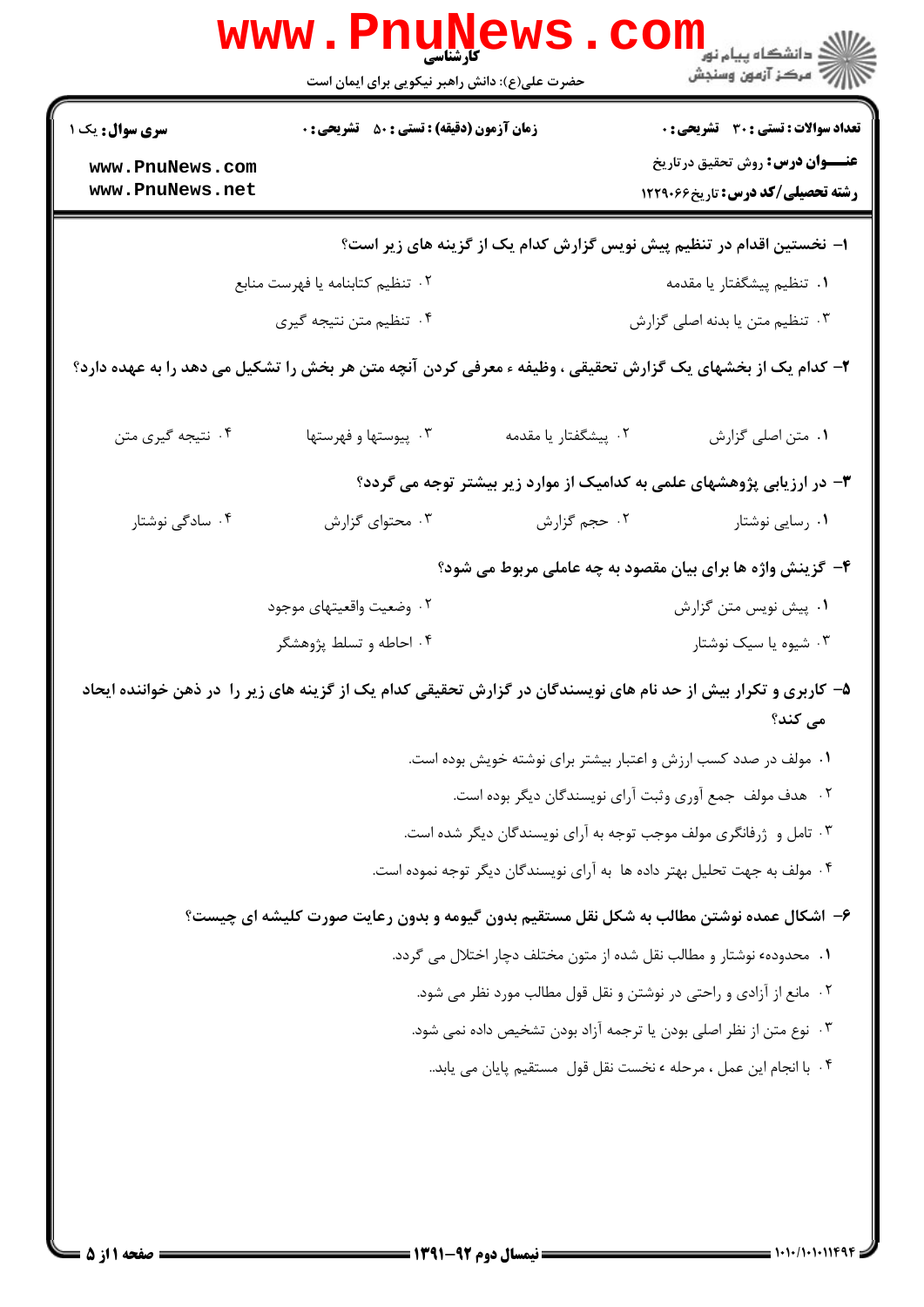کارشناسی

حضرت علی(ع): دانش راهبر نیکویی برای ایمان است

دانشگاه پیام نور
مرکز آزمون وسنجش

**سری سوال:** یک ۱

**زمان آزمون (دقیقه) : تستی : ۵۰ تشریحی : ۰**

**تعداد سوالات : تستی : ۳۰ تشریحی : ۰**

**عنـــوان درس:** روش تحقیق درتاریخ

**رشته تحصیلی/کد درس:** تاریخ۱۲۲۹۰۶۶

**۱- نخستین اقدام در تنظیم پیش نویس گزارش کدام یک از گزینه های زیر است؟**

۱. تنظیم پیشگفتار یا مقدمه

۲. تنظیم کتابنامه یا فهرست منابع

۳. تنظیم متن یا بدنه اصلی گزارش

۴. تنظیم متن نتیجه گیری

**۲- کدام یک از بخشهای یک گزارش تحقیقی ، وظیفه ء معرفی کردن آنچه متن هر بخش را تشکیل می دهد را به عهده دارد؟**

۱. متن اصلی گزارش

۲. پیشگفتار یا مقدمه

۳. پیوستها و فهرستها

۴. نتیجه گیری متن

**۳- در ارزیابی پژوهشهای علمی به کدامیک از موارد زیر بیشتر توجه می گردد؟**

۱. رسایی نوشتار

۲. حجم گزارش

۳. محتوای گزارش

۴. سادگی نوشتار

**۴- گزینش واژه ها برای بیان مقصود به چه عاملی مربوط می شود؟**

۱. پیش نویس متن گزارش

۲. وضعیت واقعیتهای موجود

۳. شیوه یا سبک نوشتار

۴. احاطه و تسلط پژوهشگر

**۵- کاربری و تکرار بیش از حد نام های نویسندگان در گزارش تحقیقی کدام یک از گزینه های زیر را در ذهن خواننده ایجاد می کند؟**

۱. مولف در صدد کسب ارزش و اعتبار بیشتر برای نوشته خویش بوده است.

۲. هدف مولف جمع آوری وثبت آرای نویسندگان دیگر بوده است.

۳. تامل و ژرفانگری مولف موجب توجه به آرای نویسندگان دیگر شده است.

۴. مولف به جهت تحلیل بهتر داده ها به آرای نویسندگان دیگر توجه نموده است.

**۶- اشکال عمده نوشتن مطالب به شکل نقل مستقیم بدون گیومه و بدون رعایت صورت کلیشه ای چیست؟**

۱. محدوده ء نوشتار و مطالب نقل شده از متون مختلف دچار اختلال می گردد.

۲. مانع از آزادی و راحتی در نوشتن و نقل قول مطالب مورد نظر می شود.

۳. نوع متن از نظر اصلی بودن یا ترجمه آزاد بودن تشخیص داده نمی شود.

۴. با انجام این عمل ، مرحله ء نخست نقل قول مستقیم پایان می یابد.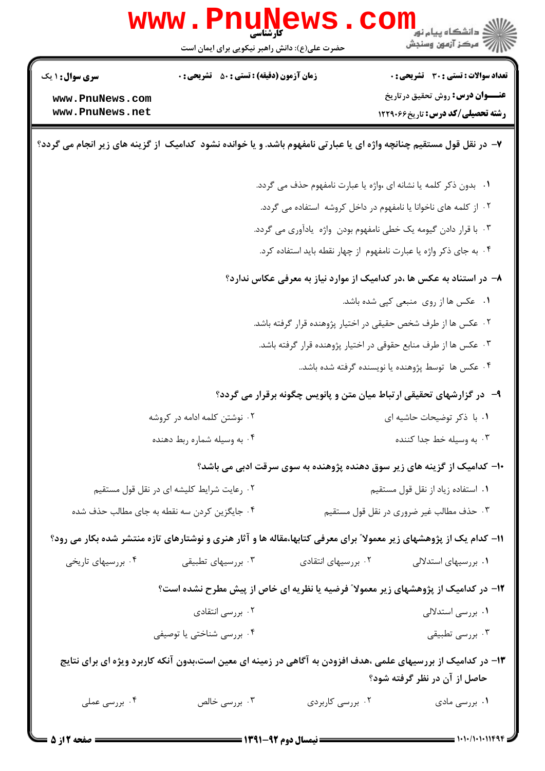**تعداد سوالات : تستی : ۳۰ تشریحی : ۰** | **زمان آزمون (دقیقه) : تستی : ۵۰ تشریحی : ۰** | **سری سوال : ۱ یک**

**عنـــوان درس:** روش تحقیق درتاریخ

**رشته تحصیلی/کد درس:** تاریخ ۱۲۲۹۰۶۶

**۷- در نقل قول مستقیم چنانچه واژه ای یا عبارتی نامفهوم باشد. و یا خوانده نشود کدامیک از گزینه های زیر انجام می گردد؟**

۱. بدون ذکر کلمه یا نشانه ای ،واژه یا عبارت نامفهوم حذف می گردد.

۲. از کلمه های ناخوانا یا نامفهوم در داخل کروشه استفاده می گردد.

۳. با قرار دادن گیومه یک خطی نامفهوم بودن واژه یادآوری می گردد.

۴. به جای ذکر واژه یا عبارت نامفهوم از چهار نقطه باید استفاده کرد.

**۸- در استناد به عکس ها ،در کدامیک از موارد نیاز به معرفی عکاس ندارد؟**

۱. عکس ها از روی منبعی کپی شده باشد.

۲. عکس ها از طرف شخص حقیقی در اختیار پژوهنده قرار گرفته باشد.

۳. عکس ها از طرف منابع حقوقی در اختیار پژوهنده قرار گرفته باشد.

۴. عکس ها توسط پژوهنده یا نویسنده گرفته شده باشد..

**۹- در گزارشهای تحقیقی ارتباط میان متن و پانویس چگونه برقرار می گردد؟**

۱. با ذکر توضیحات حاشیه ای

۲. نوشتن کلمه ادامه در کروشه

۳. به وسیله خط جدا کننده

۴. به وسیله شماره ربط دهنده

**۱۰- کدامیک از گزینه های زیر سوق دهنده پژوهنده به سوی سرقت ادبی می باشد؟**

۱. استفاده زیاد از نقل قول مستقیم

۲. رعایت شرایط کلیشه ای در نقل قول مستقیم

۳. حذف مطالب غیر ضروری در نقل قول مستقیم

۴. جایگزین کردن سه نقطه به جای مطالب حذف شده

**۱۱- کدام یک از پژوهشهای زیر معمولاً برای معرفی کتابها،مقاله ها و آثار هنری و نوشتارهای تازه منتشر شده بکار می رود؟**

۱. بررسیهای استدلالی

۲. بررسیهای انتقادی

۳. بررسیهای تطبیقی

۴. بررسیهای تاریخی

**۱۲- در کدامیک از پژوهشهای زیر معمولاً فرضیه یا نظریه ای خاص از پیش مطرح نشده است؟**

۱. بررسی استدلالی

۲. بررسی انتقادی

۳. بررسی تطبیقی

۴. بررسی شناختی یا توصیفی

**۱۳- در کدامیک از بررسیهای علمی ،هدف افزودن به آگاهی در زمینه ای معین است،بدون آنکه کاربرد ویژه ای برای نتایج حاصل از آن در نظر گرفته شود؟**

۱. بررسی مادی

۲. بررسی کاربردی

۳. بررسی خالص

۴. بررسی عملی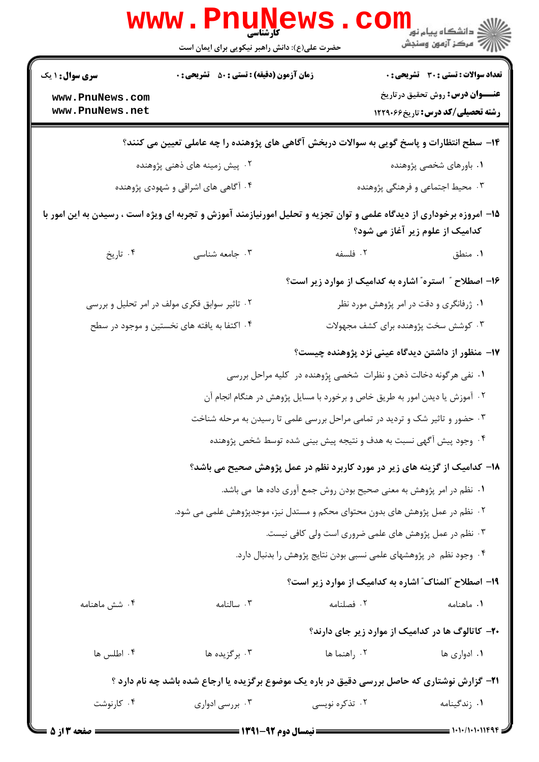**۱۴- سطح انتظارات و پاسخ گویی به سوالات دربخش آگاهی های پژوهنده را چه عاملی تعیین می کنند؟**

۱. باورهای شخصی پژوهنده

۲. پیش زمینه های ذهنی پژوهنده

۳. محیط اجتماعی و فرهنگی پژوهنده

۴. آگاهی های اشراقی و شهودی پژوهنده

**۱۵- امروزه برخورداری از دیدگاه علمی و توان تجزیه و تحلیل امورنیازمند آموزش و تجربه ای ویژه است ، رسیدن به این امور با کدامیک از علوم زیر آغاز می شود؟**

۱. منطق

۲. فلسفه

۳. جامعه شناسی

۴. تاریخ

**۱۶- اصطلاح " استره" اشاره به کدامیک از موارد زیر است؟**

۱. ژرفانگری و دقت در امر پژوهش مورد نظر

۲. تاثیر سوابق فکری مولف در امر تحلیل و بررسی

۳. کوشش سخت پژوهنده برای کشف مجهولات

۴. اکتفا به یافته های نخستین و موجود در سطح

**۱۷- منظور از داشتن دیدگاه عینی نزد پژوهنده چیست؟**

۱. نفی هرگونه دخالت ذهن و نظرات شخصی پژوهنده در کلیه مراحل بررسی

۲. آموزش یا دیدن امور به طریق خاص و برخورد با مسایل پژوهش در هنگام انجام آن

۳. حضور و تاثیر شک و تردید در تمامی مراحل بررسی علمی تا رسیدن به مرحله شناخت

۴. وجود پیش آگهی نسبت به هدف و نتیجه پیش بینی شده توسط شخص پژوهنده

**۱۸- کدامیک از گزینه های زیر در مورد کاربرد نظم در عمل پژوهش صحیح می باشد؟**

۱. نظم در امر پژوهش به معنی صحیح بودن روش جمع آوری داده ها می باشد.

۲. نظم در عمل پژوهش های بدون محتوای محکم و مستدل نیز، موجدپژوهش علمی می شود.

۳. نظم در عمل پژوهش های علمی ضروری است ولی کافی نیست.

۴. وجود نظم در پژوهشهای علمی نسبی بودن نتایج پژوهش را بدنبال دارد.

**۱۹- اصطلاح "المناک" اشاره به کدامیک از موارد زیر است؟**

۱. ماهنامه

۲. فصلنامه

۳. سالنامه

۴. شش ماهنامه

**۲۰- کاتالوگ ها در کدامیک از موارد زیر جای دارند؟**

۱. ادواری ها

۲. راهنما ها

۳. برگزیده ها

۴. اطلس ها

**۲۱- گزارش نوشتاری که حاصل بررسی دقیق در باره یک موضوع برگزیده یا ارجاع شده باشد چه نام دارد ؟**

۱. زندگینامه

۲. تذکره نویسی

۳. بررسی ادواری

۴. کارنوشت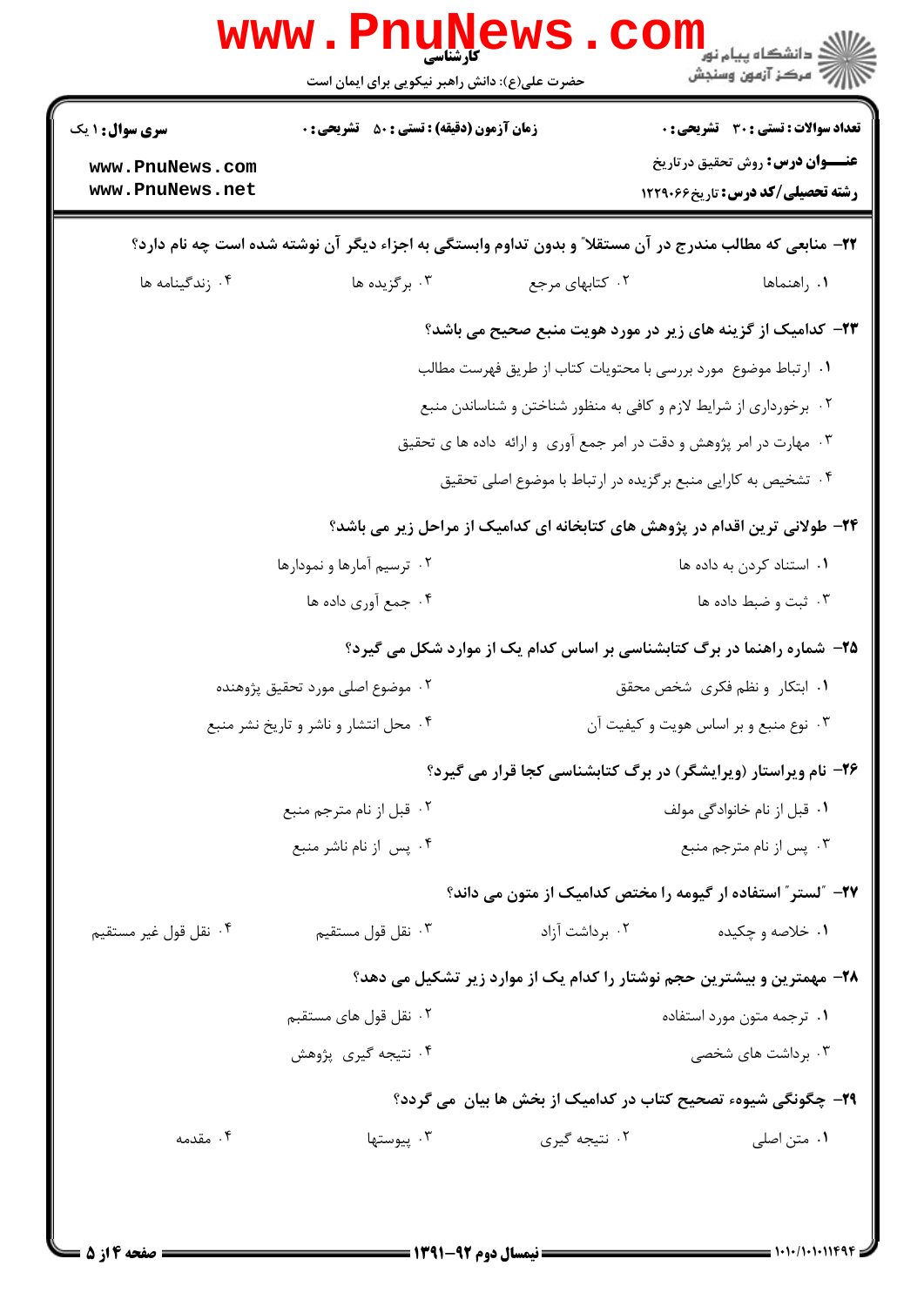۲۲- منابعی که مطالب مندرج در آن مستقلا" و بدون تداوم وابستگی به اجزاء دیگر آن نوشته شده است چه نام دارد؟

۱. راهنماها
۲. کتابهای مرجع
۳. برگزیده ها
۴. زندگینامه ها

۲۳- کدامیک از گزینه های زیر در مورد هویت منبع صحیح می باشد؟

۱. ارتباط موضوع مورد بررسی با محتویات کتاب از طریق فهرست مطالب
۲. برخورداری از شرایط لازم و کافی به منظور شناختن و شناساندن منبع
۳. مهارت در امر پژوهش و دقت در امر جمع آوری و ارائه داده ها ی تحقیق
۴. تشخیص به کارایی منبع برگزیده در ارتباط با موضوع اصلی تحقیق

۲۴- طولانی ترین اقدام در پژوهش های کتابخانه ای کدامیک از مراحل زیر می باشد؟

۱. استناد کردن به داده ها
۲. ترسیم آمارها و نمودارها
۳. ثبت و ضبط داده ها
۴. جمع آوری داده ها

۲۵- شماره راهنما در برگ کتابشناسی بر اساس کدام یک از موارد شکل می گیرد؟

۱. ابتکار و نظم فکری شخص محقق
۲. موضوع اصلی مورد تحقیق پژوهنده
۳. نوع منبع و بر اساس هویت و کیفیت آن
۴. محل انتشار و ناشر و تاریخ نشر منبع

۲۶- نام ویراستار (ویرایشگر) در برگ کتابشناسی کجا قرار می گیرد؟

۱. قبل از نام خانوادگی مولف
۲. قبل از نام مترجم منبع
۳. پس از نام مترجم منبع
۴. پس از نام ناشر منبع

۲۷- "لستر" استفاده از گیومه را مختص کدامیک از متون می داند؟

۱. خلاصه و چکیده
۲. برداشت آزاد
۳. نقل قول مستقیم
۴. نقل قول غیر مستقیم

۲۸- مهمترین و بیشترین حجم نوشتار را کدام یک از موارد زیر تشکیل می دهد؟

۱. ترجمه متون مورد استفاده
۲. نقل قول های مستقیم
۳. برداشت های شخصی
۴. نتیجه گیری پژوهش

۲۹- چگونگی شیوهء تصحیح کتاب در کدامیک از بخش ها بیان می گردد؟

۱. متن اصلی
۲. نتیجه گیری
۳. پیوستها
۴. مقدمه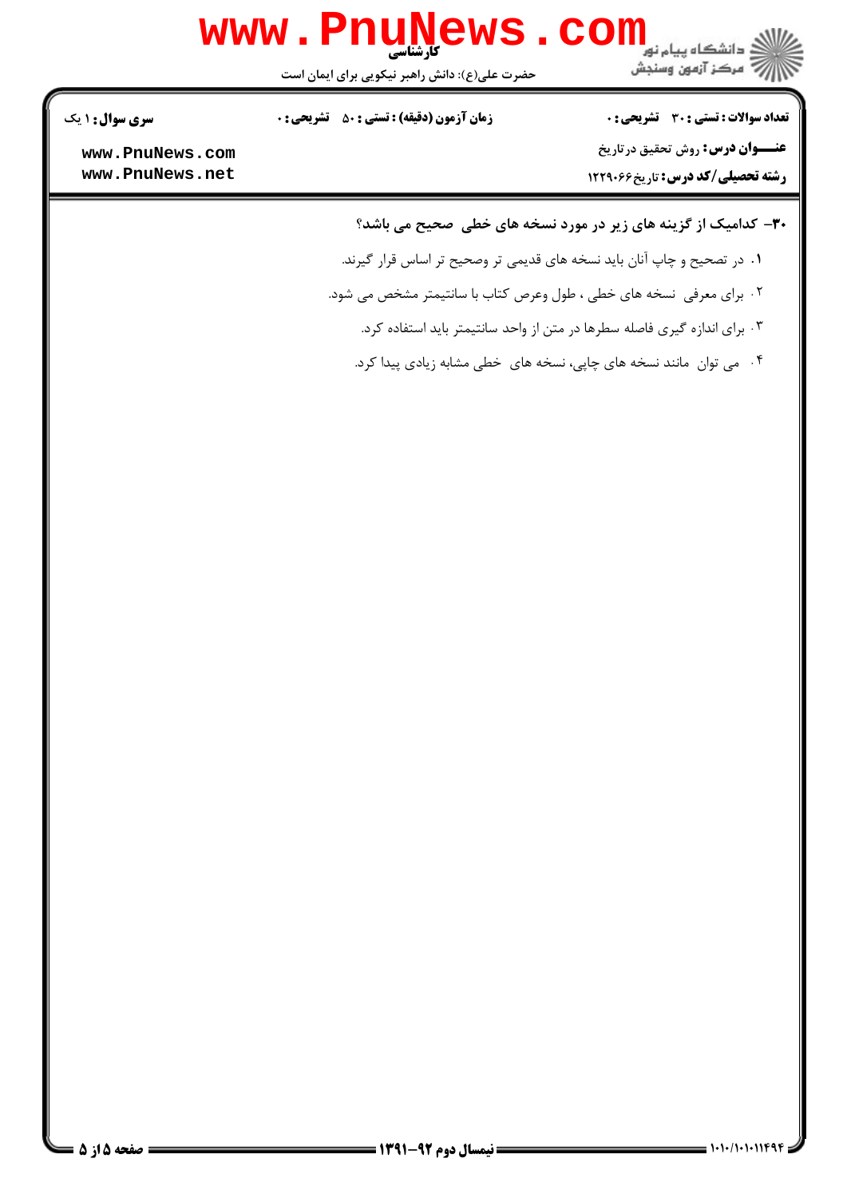**۳۰- کدامیک از گزینه های زیر در مورد نسخه های خطی صحیح می باشد؟**

۱. در تصحیح و چاپ آنان باید نسخه های قدیمی تر وصحیح تر اساس قرار گیرند.

۲. برای معرفی نسخه های خطی ، طول وعرض کتاب با سانتیمتر مشخص می شود.

۳. برای اندازه گیری فاصله سطرها در متن از واحد سانتیمتر باید استفاده کرد.

۴. می توان مانند نسخه های چاپی، نسخه های خطی مشابه زیادی پیدا کرد.